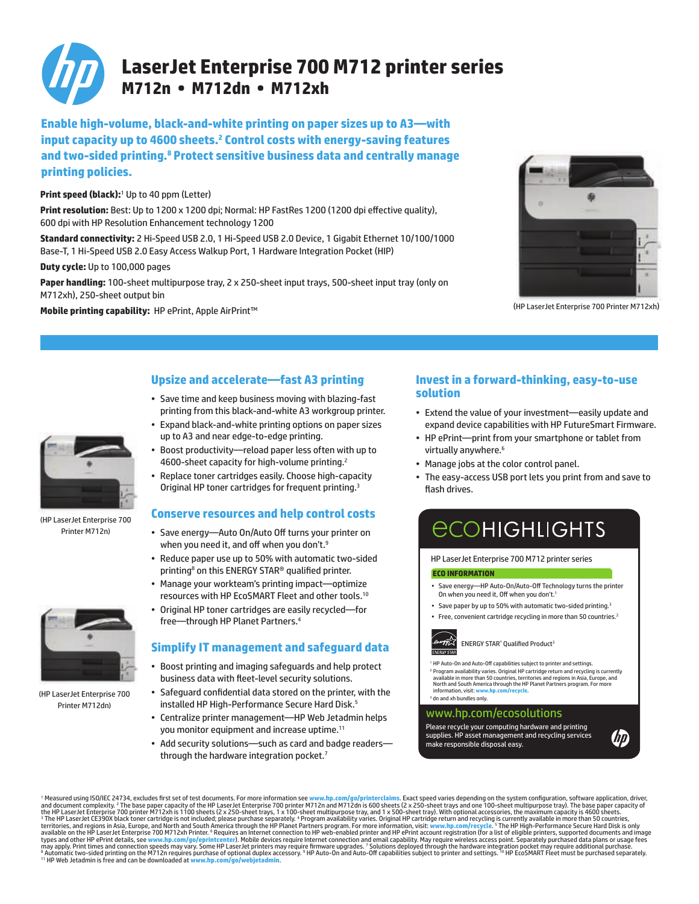# LaserJet Enterprise 700 M712 printer series

## M712n • M712dn • M712xh

**Enable high-volume, black-and-white printing on paper sizes up to A3—with input capacity up to 4600 sheets.[2] Control costs with energy-saving features and two-sided printing.[8] Protect sensitive business data and centrally manage printing policies.**

**Print speed (black):**[1] Up to 40 ppm (Letter)

**Print resolution:** Best: Up to 1200 x 1200 dpi; Normal: HP FastRes 1200 (1200 dpi effective quality), 600 dpi with HP Resolution Enhancement technology 1200

**Standard connectivity:** 2 Hi-Speed USB 2.0, 1 Hi-Speed USB 2.0 Device, 1 Gigabit Ethernet 10/100/1000 Base-T, 1 Hi-Speed USB 2.0 Easy Access Walkup Port, 1 Hardware Integration Pocket (HIP)

**Duty cycle:** Up to 100,000 pages

**Paper handling:** 100-sheet multipurpose tray, 2 x 250-sheet input trays, 500-sheet input tray (only on M712xh), 250-sheet output bin

**Mobile printing capability:** HP ePrint, Apple AirPrint™

(HP LaserJet Enterprise 700 Printer M712xh)

(HP LaserJet Enterprise 700 Printer M712n)

(HP LaserJet Enterprise 700 Printer M712dn)

### Upsize and accelerate—fast A3 printing

- Save time and keep business moving with blazing-fast printing from this black-and-white A3 workgroup printer.
- Expand black-and-white printing options on paper sizes up to A3 and near edge-to-edge printing.
- Boost productivity—reload paper less often with up to 4600-sheet capacity for high-volume printing.[2]
- Replace toner cartridges easily. Choose high-capacity Original HP toner cartridges for frequent printing.[3]

### Conserve resources and help control costs

- Save energy—Auto On/Auto Off turns your printer on when you need it, and off when you don't.[9]
- Reduce paper use up to 50% with automatic two-sided printing[8] on this ENERGY STAR® qualified printer.
- Manage your workteam's printing impact—optimize resources with HP EcoSMART Fleet and other tools.[10]
- Original HP toner cartridges are easily recycled—for free—through HP Planet Partners.[4]

### Simplify IT management and safeguard data

- Boost printing and imaging safeguards and help protect business data with fleet-level security solutions.
- Safeguard confidential data stored on the printer, with the installed HP High-Performance Secure Hard Disk.[5]
- Centralize printer management—HP Web Jetadmin helps you monitor equipment and increase uptime.[11]
- Add security solutions—such as card and badge readers—through the hardware integration pocket.[7]

### Invest in a forward-thinking, easy-to-use solution

- Extend the value of your investment—easily update and expand device capabilities with HP FutureSmart Firmware.
- HP ePrint—print from your smartphone or tablet from virtually anywhere.[6]
- Manage jobs at the color control panel.
- The easy-access USB port lets you print from and save to flash drives.

### ECOHIGHLIGHTS

HP LaserJet Enterprise 700 M712 printer series

**ECO INFORMATION**

- Save energy—HP Auto-On/Auto-Off Technology turns the printer On when you need it, Off when you don't.[1]
- Save paper by up to 50% with automatic two-sided printing.[3]
- Free, convenient cartridge recycling in more than 50 countries.[2]

ENERGY STAR® Qualified Product[3]

[1] HP Auto-On and Auto-Off capabilities subject to printer and settings.
[2] Program availability varies. Original HP cartridge return and recycling is currently available in more than 50 countries, territories and regions in Asia, Europe, and North and South America through the HP Planet Partners program. For more information, visit: www.hp.com/recycle.
[3] dn and xh bundles only.

www.hp.com/ecosolutions

Please recycle your computing hardware and printing supplies. HP asset management and recycling services make responsible disposal easy.

[1] Measured using ISO/IEC 24734, excludes first set of test documents. For more information see www.hp.com/go/printerclaims. Exact speed varies depending on the system configuration, software application, driver, and document complexity. [2] The base paper capacity of the HP LaserJet Enterprise 700 printer M712n and M712dn is 600 sheets (2 x 250-sheet trays and one 100-sheet multipurpose tray). The base paper capacity of the HP LaserJet Enterprise 700 printer M712xh is 1100 sheets (2 x 250-sheet trays, 1 x 100-sheet multipurpose tray, and 1 x 500-sheet tray). With optional accessories, the maximum capacity is 4600 sheets. [3] The HP LaserJet CE390X black toner cartridge is not included; please purchase separately. [4] Program availability varies. Original HP cartridge return and recycling is currently available in more than 50 countries, territories, and regions in Asia, Europe, and North and South America through the HP Planet Partners program. For more information, visit: www.hp.com/recycle. [5] The HP High-Performance Secure Hard Disk is only available on the HP LaserJet Enterprise 700 M712xh Printer. [6] Requires an Internet connection to HP web-enabled printer and HP ePrint account registration (for a list of eligible printers, supported documents and image types and other HP ePrint details, see www.hp.com/go/eprintcenter). Mobile devices require Internet connection and email capability. May require wireless access point. Separately purchased data plans or usage fees may apply. Print times and connection speeds may vary. Some HP LaserJet printers may require firmware upgrades. [7] Solutions deployed through the hardware integration pocket may require additional purchase. [8] Automatic two-sided printing on the M712n requires purchase of optional duplex accessory. [9] HP Auto-On and Auto-Off capabilities subject to printer and settings. [10] HP EcoSMART Fleet must be purchased separately. [11] HP Web Jetadmin is free and can be downloaded at www.hp.com/go/webjetadmin.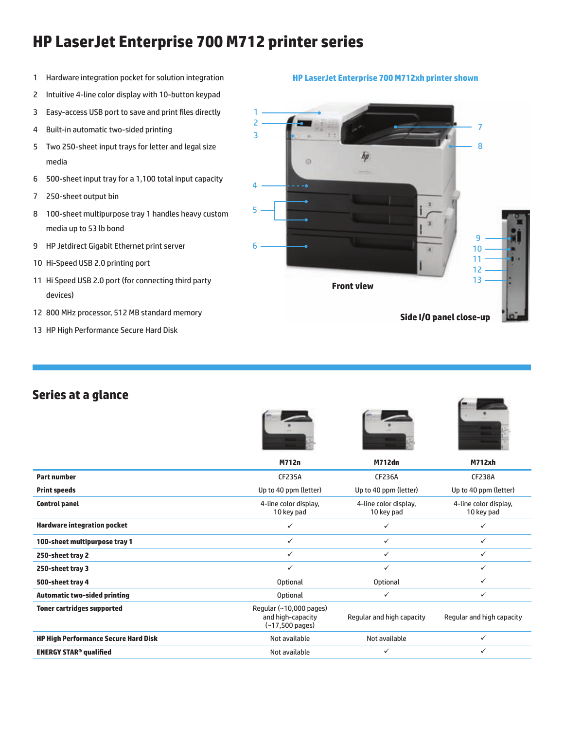# HP LaserJet Enterprise 700 M712 printer series

1. Hardware integration pocket for solution integration
2. Intuitive 4-line color display with 10-button keypad
3. Easy-access USB port to save and print files directly
4. Built-in automatic two-sided printing
5. Two 250-sheet input trays for letter and legal size media
6. 500-sheet input tray for a 1,100 total input capacity
7. 250-sheet output bin
8. 100-sheet multipurpose tray 1 handles heavy custom media up to 53 lb bond
9. HP Jetdirect Gigabit Ethernet print server
10. Hi-Speed USB 2.0 printing port
11. Hi Speed USB 2.0 port (for connecting third party devices)
12. 800 MHz processor, 512 MB standard memory
13. HP High Performance Secure Hard Disk

**HP LaserJet Enterprise 700 M712xh printer shown**

Front view

Side I/O panel close-up

## Series at a glance

| | M712n | M712dn | M712xh |
|---|---|---|---|
| **Part number** | CF235A | CF236A | CF238A |
| **Print speeds** | Up to 40 ppm (letter) | Up to 40 ppm (letter) | Up to 40 ppm (letter) |
| **Control panel** | 4-line color display, 10 key pad | 4-line color display, 10 key pad | 4-line color display, 10 key pad |
| **Hardware integration pocket** | ✓ | ✓ | ✓ |
| **100-sheet multipurpose tray 1** | ✓ | ✓ | ✓ |
| **250-sheet tray 2** | ✓ | ✓ | ✓ |
| **250-sheet tray 3** | ✓ | ✓ | ✓ |
| **500-sheet tray 4** | Optional | Optional | ✓ |
| **Automatic two-sided printing** | Optional | ✓ | ✓ |
| **Toner cartridges supported** | Regular (~10,000 pages) and high-capacity (~17,500 pages) | Regular and high capacity | Regular and high capacity |
| **HP High Performance Secure Hard Disk** | Not available | Not available | ✓ |
| **ENERGY STAR® qualified** | Not available | ✓ | ✓ |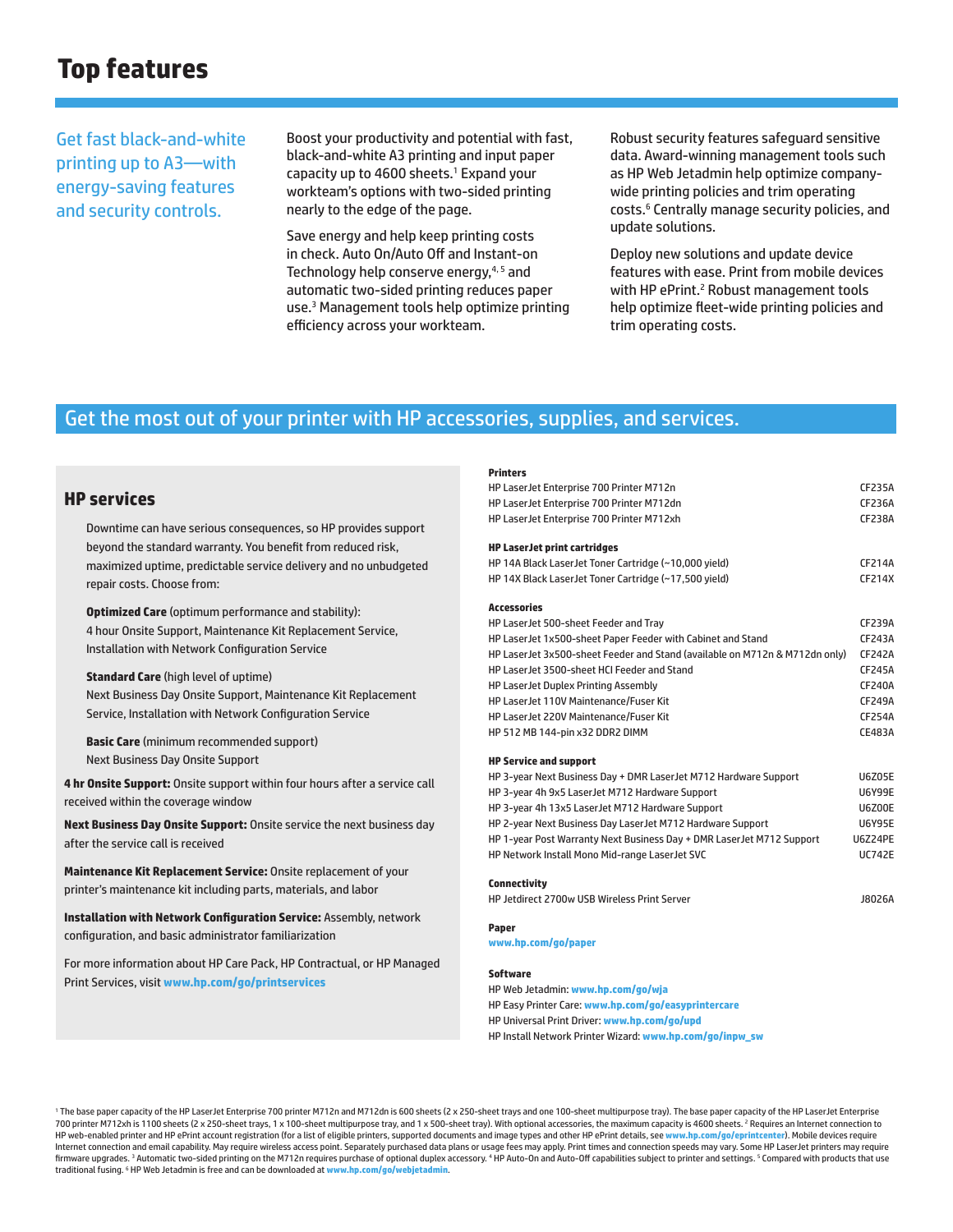# Top features

Get fast black-and-white printing up to A3—with energy-saving features and security controls.

Boost your productivity and potential with fast, black-and-white A3 printing and input paper capacity up to 4600 sheets.[1] Expand your workteam's options with two-sided printing nearly to the edge of the page.

Save energy and help keep printing costs in check. Auto On/Auto Off and Instant-on Technology help conserve energy,[4, 5] and automatic two-sided printing reduces paper use.[3] Management tools help optimize printing efficiency across your workteam.

Robust security features safeguard sensitive data. Award-winning management tools such as HP Web Jetadmin help optimize company-wide printing policies and trim operating costs.[6] Centrally manage security policies, and update solutions.

Deploy new solutions and update device features with ease. Print from mobile devices with HP ePrint.[2] Robust management tools help optimize fleet-wide printing policies and trim operating costs.

## Get the most out of your printer with HP accessories, supplies, and services.

### HP services

Downtime can have serious consequences, so HP provides support beyond the standard warranty. You benefit from reduced risk, maximized uptime, predictable service delivery and no unbudgeted repair costs. Choose from:

**Optimized Care** (optimum performance and stability): 4 hour Onsite Support, Maintenance Kit Replacement Service, Installation with Network Configuration Service

**Standard Care** (high level of uptime) Next Business Day Onsite Support, Maintenance Kit Replacement Service, Installation with Network Configuration Service

**Basic Care** (minimum recommended support) Next Business Day Onsite Support

**4 hr Onsite Support:** Onsite support within four hours after a service call received within the coverage window

**Next Business Day Onsite Support:** Onsite service the next business day after the service call is received

**Maintenance Kit Replacement Service:** Onsite replacement of your printer's maintenance kit including parts, materials, and labor

**Installation with Network Configuration Service:** Assembly, network configuration, and basic administrator familiarization

For more information about HP Care Pack, HP Contractual, or HP Managed Print Services, visit **www.hp.com/go/printservices**

**Printers**

| | |
|---|---|
| HP LaserJet Enterprise 700 Printer M712n | CF235A |
| HP LaserJet Enterprise 700 Printer M712dn | CF236A |
| HP LaserJet Enterprise 700 Printer M712xh | CF238A |

**HP LaserJet print cartridges**

| | |
|---|---|
| HP 14A Black LaserJet Toner Cartridge (~10,000 yield) | CF214A |
| HP 14X Black LaserJet Toner Cartridge (~17,500 yield) | CF214X |

**Accessories**

| | |
|---|---|
| HP LaserJet 500-sheet Feeder and Tray | CF239A |
| HP LaserJet 1x500-sheet Paper Feeder with Cabinet and Stand | CF243A |
| HP LaserJet 3x500-sheet Feeder and Stand (available on M712n & M712dn only) | CF242A |
| HP LaserJet 3500-sheet HCI Feeder and Stand | CF245A |
| HP LaserJet Duplex Printing Assembly | CF240A |
| HP LaserJet 110V Maintenance/Fuser Kit | CF249A |
| HP LaserJet 220V Maintenance/Fuser Kit | CF254A |
| HP 512 MB 144-pin x32 DDR2 DIMM | CE483A |

**HP Service and support**

| | |
|---|---|
| HP 3-year Next Business Day + DMR LaserJet M712 Hardware Support | U6Z05E |
| HP 3-year 4h 9x5 LaserJet M712 Hardware Support | U6Y99E |
| HP 3-year 4h 13x5 LaserJet M712 Hardware Support | U6Z00E |
| HP 2-year Next Business Day LaserJet M712 Hardware Support | U6Y95E |
| HP 1-year Post Warranty Next Business Day + DMR LaserJet M712 Support | U6Z24PE |
| HP Network Install Mono Mid-range LaserJet SVC | UC742E |

**Connectivity**

| | |
|---|---|
| HP Jetdirect 2700w USB Wireless Print Server | J8026A |

**Paper**

**www.hp.com/go/paper**

**Software**

HP Web Jetadmin: **www.hp.com/go/wja**
HP Easy Printer Care: **www.hp.com/go/easyprintercare**
HP Universal Print Driver: **www.hp.com/go/upd**
HP Install Network Printer Wizard: **www.hp.com/go/inpw_sw**

[1] The base paper capacity of the HP LaserJet Enterprise 700 printer M712n and M712dn is 600 sheets (2 x 250-sheet trays and one 100-sheet multipurpose tray). The base paper capacity of the HP LaserJet Enterprise 700 printer M712xh is 1100 sheets (2 x 250-sheet trays, 1 x 100-sheet multipurpose tray, and 1 x 500-sheet tray). With optional accessories, the maximum capacity is 4600 sheets. [2] Requires an Internet connection to HP web-enabled printer and HP ePrint account registration (for a list of eligible printers, supported documents and image types and other HP ePrint details, see **www.hp.com/go/eprintcenter**). Mobile devices require Internet connection and email capability. May require wireless access point. Separately purchased data plans or usage fees may apply. Print times and connection speeds may vary. Some HP LaserJet printers may require firmware upgrades. [3] Automatic two-sided printing on the M712n requires purchase of optional duplex accessory. [4] HP Auto-On and Auto-Off capabilities subject to printer and settings. [5] Compared with products that use traditional fusing. [6] HP Web Jetadmin is free and can be downloaded at **www.hp.com/go/webjetadmin**.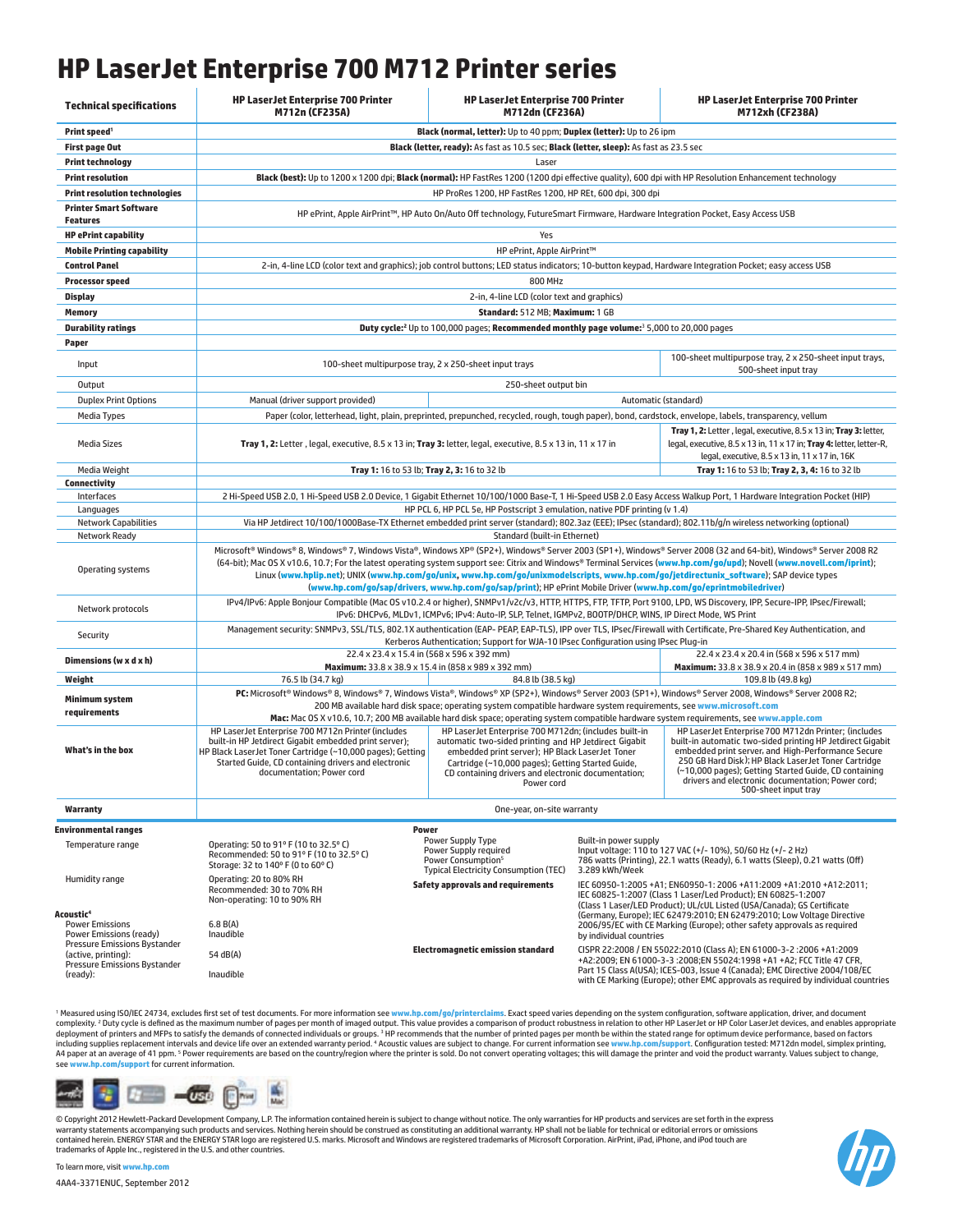# HP LaserJet Enterprise 700 M712 Printer series

| Technical specifications | HP LaserJet Enterprise 700 Printer M712n (CF235A) | HP LaserJet Enterprise 700 Printer M712dn (CF236A) | HP LaserJet Enterprise 700 Printer M712xh (CF238A) |
|---|---|---|---|
| **Print speed**[1] | **Black (normal, letter):** Up to 40 ppm; **Duplex (letter):** Up to 26 ipm | | |
| **First page Out** | **Black (letter, ready):** As fast as 10.5 sec; **Black (letter, sleep):** As fast as 23.5 sec | | |
| **Print technology** | Laser | | |
| **Print resolution** | **Black (best):** Up to 1200 x 1200 dpi; **Black (normal):** HP FastRes 1200 (1200 dpi effective quality), 600 dpi with HP Resolution Enhancement technology | | |
| **Print resolution technologies** | HP ProRes 1200, HP FastRes 1200, HP REt, 600 dpi, 300 dpi | | |
| **Printer Smart Software Features** | HP ePrint, Apple AirPrint™, HP Auto On/Auto Off technology, FutureSmart Firmware, Hardware Integration Pocket, Easy Access USB | | |
| **HP ePrint capability** | Yes | | |
| **Mobile Printing capability** | HP ePrint, Apple AirPrint™ | | |
| **Control Panel** | 2-in, 4-line LCD (color text and graphics); job control buttons; LED status indicators; 10-button keypad, Hardware Integration Pocket; easy access USB | | |
| **Processor speed** | 800 MHz | | |
| **Display** | 2-in, 4-line LCD (color text and graphics) | | |
| **Memory** | **Standard:** 512 MB; **Maximum:** 1 GB | | |
| **Durability ratings** | **Duty cycle:**[2] Up to 100,000 pages; **Recommended monthly page volume:**[3] 5,000 to 20,000 pages | | |
| **Paper** | | | |
| Input | 100-sheet multipurpose tray, 2 x 250-sheet input trays | | 100-sheet multipurpose tray, 2 x 250-sheet input trays, 500-sheet input tray |
| Output | 250-sheet output bin | | |
| Duplex Print Options | Manual (driver support provided) | Automatic (standard) | |
| Media Types | Paper (color, letterhead, light, plain, preprinted, prepunched, recycled, rough, tough paper), bond, cardstock, envelope, labels, transparency, vellum | | |
| Media Sizes | **Tray 1, 2:** Letter , legal, executive, 8.5 x 13 in; **Tray 3:** letter, legal, executive, 8.5 x 13 in, 11 x 17 in | | **Tray 1, 2:** Letter , legal, executive, 8.5 x 13 in; **Tray 3:** letter, legal, executive, 8.5 x 13 in, 11 x 17 in; **Tray 4:** letter, letter-R, legal, executive, 8.5 x 13 in, 11 x 17 in, 16K |
| Media Weight | **Tray 1:** 16 to 53 lb; **Tray 2, 3:** 16 to 32 lb | | **Tray 1:** 16 to 53 lb; **Tray 2, 3, 4:** 16 to 32 lb |
| **Connectivity** | | | |
| Interfaces | 2 Hi-Speed USB 2.0, 1 Hi-Speed USB 2.0 Device, 1 Gigabit Ethernet 10/100/1000 Base-T, 1 Hi-Speed USB 2.0 Easy Access Walkup Port, 1 Hardware Integration Pocket (HIP) | | |
| Languages | HP PCL 6, HP PCL 5e, HP Postscript 3 emulation, native PDF printing (v 1.4) | | |
| Network Capabilities | Via HP Jetdirect 10/100/1000Base-TX Ethernet embedded print server (standard); 802.3az (EEE); IPsec (standard); 802.11b/g/n wireless networking (optional) | | |
| Network Ready | Standard (built-in Ethernet) | | |
| Operating systems | Microsoft® Windows® 8, Windows® 7, Windows Vista®, Windows XP® (SP2+), Windows® Server 2003 (SP1+), Windows® Server 2008 (32 and 64-bit), Windows® Server 2008 R2 (64-bit); Mac OS X v10.6, 10.7; For the latest operating system support see: Citrix and Windows® Terminal Services (www.hp.com/go/upd); Novell (www.novell.com/iprint); Linux (www.hplip.net); UNIX (www.hp.com/go/unix, www.hp.com/go/unixmodelscripts, www.hp.com/go/jetdirectunix_software); SAP device types (www.hp.com/go/sap/drivers, www.hp.com/go/sap/print); HP ePrint Mobile Driver (www.hp.com/go/eprintmobiledriver) | | |
| Network protocols | IPv4/IPv6: Apple Bonjour Compatible (Mac OS v10.2.4 or higher), SNMPv1/v2c/v3, HTTP, HTTPS, FTP, TFTP, Port 9100, LPD, WS Discovery, IPP, Secure-IPP, IPsec/Firewall; IPv6: DHCPv6, MLDv1, ICMPv6; IPv4: Auto-IP, SLP, Telnet, IGMPv2, BOOTP/DHCP, WINS, IP Direct Mode, WS Print | | |
| Security | Management security: SNMPv3, SSL/TLS, 802.1X authentication (EAP- PEAP, EAP-TLS), IPP over TLS, IPsec/Firewall with Certificate, Pre-Shared Key Authentication, and Kerberos Authentication; Support for WJA-10 IPsec Configuration using IPsec Plug-in | | |
| **Dimensions (w x d x h)** | 22.4 x 23.4 x 15.4 in (568 x 596 x 392 mm) **Maximum:** 33.8 x 38.9 x 15.4 in (858 x 989 x 392 mm) | | 22.4 x 23.4 x 20.4 in (568 x 596 x 517 mm) **Maximum:** 33.8 x 38.9 x 20.4 in (858 x 989 x 517 mm) |
| **Weight** | 76.5 lb (34.7 kg) | 84.8 lb (38.5 kg) | 109.8 lb (49.8 kg) |
| **Minimum system requirements** | **PC:** Microsoft® Windows® 8, Windows® 7, Windows Vista®, Windows® XP (SP2+), Windows® Server 2003 (SP1+), Windows® Server 2008, Windows® Server 2008 R2; 200 MB available hard disk space; operating system compatible hardware system requirements, see www.microsoft.com **Mac:** Mac OS X v10.6, 10.7; 200 MB available hard disk space; operating system compatible hardware system requirements, see www.apple.com | | |
| **What's in the box** | HP LaserJet Enterprise 700 M712n Printer (includes built-in HP Jetdirect Gigabit embedded print server); HP Black LaserJet Toner Cartridge (~10,000 pages); Getting Started Guide, CD containing drivers and electronic documentation; Power cord | HP LaserJet Enterprise 700 M712dn; (includes built-in automatic two-sided printing and HP Jetdirect Gigabit embedded print server); HP Black LaserJet Toner Cartridge (~10,000 pages); Getting Started Guide, CD containing drivers and electronic documentation; Power cord | HP LaserJet Enterprise 700 M712dn Printer; (includes built-in automatic two-sided printing HP Jetdirect Gigabit embedded print server, and High-Performance Secure 250 GB Hard Disk); HP Black LaserJet Toner Cartridge (~10,000 pages); Getting Started Guide, CD containing drivers and electronic documentation; Power cord; 500-sheet input tray |
| **Warranty** | One-year, on-site warranty | | |

| **Environmental ranges** | |
|---|---|
| Temperature range | Operating: 50 to 91° F (10 to 32.5° C) Recommended: 50 to 91° F (10 to 32.5° C) Storage: 32 to 140° F (0 to 60° C) |
| Humidity range | Operating: 20 to 80% RH Recommended: 30 to 70% RH Non-operating: 10 to 90% RH |
| **Acoustic**[4] | |
| Power Emissions | 6.8 B(A) |
| Power Emissions (ready) | Inaudible |
| Pressure Emissions Bystander (active, printing): | 54 dB(A) |
| Pressure Emissions Bystander (ready): | Inaudible |

| **Power** | |
|---|---|
| Power Supply Type | Built-in power supply |
| Power Supply required | Input voltage: 110 to 127 VAC (+/- 10%), 50/60 Hz (+/- 2 Hz) |
| Power Consumption[5] | 786 watts (Printing), 22.1 watts (Ready), 6.1 watts (Sleep), 0.21 watts (Off) |
| Typical Electricity Consumption (TEC) | 3.289 kWh/Week |
| **Safety approvals and requirements** | IEC 60950-1:2005 +A1; EN60950-1: 2006 +A11:2009 +A1:2010 +A12:2011; IEC 60825-1:2007 (Class 1 Laser/Led Product); EN 60825-1:2007 (Class 1 Laser/LED Product); UL/cUL Listed (USA/Canada); GS Certificate (Germany, Europe); IEC 62479:2010; EN 62479:2010; Low Voltage Directive 2006/95/EC with CE Marking (Europe); other safety approvals as required by individual countries |
| **Electromagnetic emission standard** | CISPR 22:2008 / EN 55022:2010 (Class A); EN 61000-3-2 :2006 +A1:2009 +A2:2009; EN 61000-3-3 :2008;EN 55024:1998 +A1 +A2; FCC Title 47 CFR, Part 15 Class A(USA); ICES-003, Issue 4 (Canada); EMC Directive 2004/108/EC with CE Marking (Europe); other EMC approvals as required by individual countries |

[1] Measured using ISO/IEC 24734, excludes first set of test documents. For more information see www.hp.com/go/printerclaims. Exact speed varies depending on the system configuration, software application, driver, and document complexity. [2] Duty cycle is defined as the maximum number of pages per month of imaged output. This value provides a comparison of product robustness in relation to other HP LaserJet or HP Color LaserJet devices, and enables appropriate deployment of printers and MFPs to satisfy the demands of connected individuals or groups. [3] HP recommends that the number of printed pages per month be within the stated range for optimum device performance, based on factors including supplies replacement intervals and device life over an extended warranty period. [4] Acoustic values are subject to change. For current information see www.hp.com/support. Configuration tested: M712dn model, simplex printing, A4 paper at an average of 41 ppm. [5] Power requirements are based on the country/region where the printer is sold. Do not convert operating voltages; this will damage the printer and void the product warranty. Values subject to change, see www.hp.com/support for current information.

© Copyright 2012 Hewlett-Packard Development Company, L.P. The information contained herein is subject to change without notice. The only warranties for HP products and services are set forth in the express warranty statements accompanying such products and services. Nothing herein should be construed as constituting an additional warranty. HP shall not be liable for technical or editorial errors or omissions contained herein. ENERGY STAR and the ENERGY STAR logo are registered U.S. marks. Microsoft and Windows are registered trademarks of Microsoft Corporation. AirPrint, iPad, iPhone, and iPod touch are trademarks of Apple Inc., registered in the U.S. and other countries.

To learn more, visit www.hp.com

4AA4-3371ENUC, September 2012